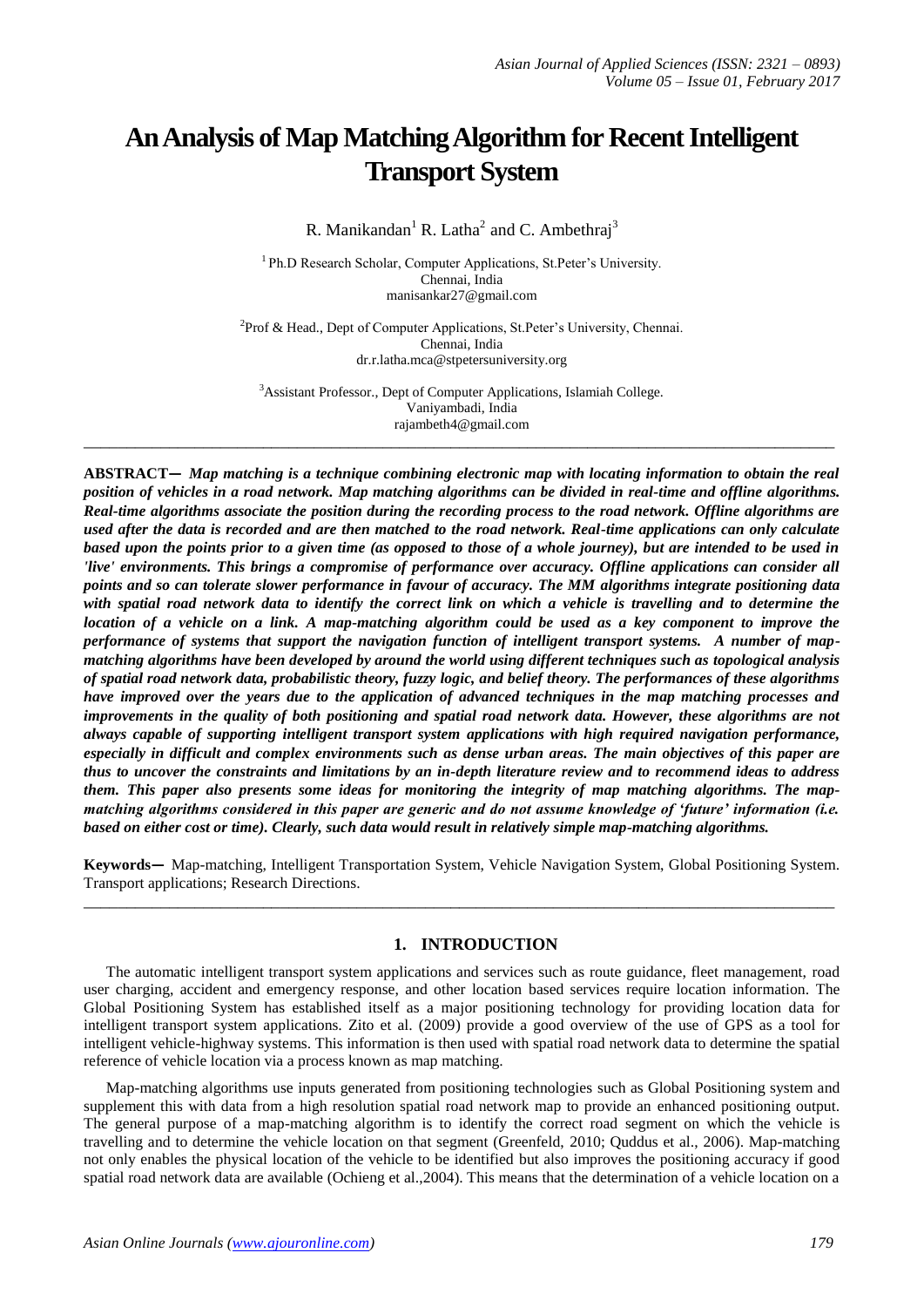# An Analysis of Map Matching Algorithm for Recent Intelligent Transport System

R. Manikandan[1] R. Latha[2] and C. Ambethraj[3]

[1] Ph.D Research Scholar, Computer Applications, St.Peter's University.
Chennai, India
manisankar27@gmail.com

[2] Prof & Head., Dept of Computer Applications, St.Peter's University, Chennai.
Chennai, India
dr.r.latha.mca@stpetersuniversity.org

[3] Assistant Professor., Dept of Computer Applications, Islamiah College.
Vaniyambadi, India
rajambeth4@gmail.com

---

**ABSTRACT—** ***Map matching is a technique combining electronic map with locating information to obtain the real position of vehicles in a road network. Map matching algorithms can be divided in real-time and offline algorithms. Real-time algorithms associate the position during the recording process to the road network. Offline algorithms are used after the data is recorded and are then matched to the road network. Real-time applications can only calculate based upon the points prior to a given time (as opposed to those of a whole journey), but are intended to be used in 'live' environments. This brings a compromise of performance over accuracy. Offline applications can consider all points and so can tolerate slower performance in favour of accuracy. The MM algorithms integrate positioning data with spatial road network data to identify the correct link on which a vehicle is travelling and to determine the location of a vehicle on a link. A map-matching algorithm could be used as a key component to improve the performance of systems that support the navigation function of intelligent transport systems. A number of map-matching algorithms have been developed by around the world using different techniques such as topological analysis of spatial road network data, probabilistic theory, fuzzy logic, and belief theory. The performances of these algorithms have improved over the years due to the application of advanced techniques in the map matching processes and improvements in the quality of both positioning and spatial road network data. However, these algorithms are not always capable of supporting intelligent transport system applications with high required navigation performance, especially in difficult and complex environments such as dense urban areas. The main objectives of this paper are thus to uncover the constraints and limitations by an in-depth literature review and to recommend ideas to address them. This paper also presents some ideas for monitoring the integrity of map matching algorithms. The map-matching algorithms considered in this paper are generic and do not assume knowledge of 'future' information (i.e. based on either cost or time). Clearly, such data would result in relatively simple map-matching algorithms.***

**Keywords—** Map-matching, Intelligent Transportation System, Vehicle Navigation System, Global Positioning System. Transport applications; Research Directions.

---

## 1. INTRODUCTION

The automatic intelligent transport system applications and services such as route guidance, fleet management, road user charging, accident and emergency response, and other location based services require location information. The Global Positioning System has established itself as a major positioning technology for providing location data for intelligent transport system applications. Zito et al. (2009) provide a good overview of the use of GPS as a tool for intelligent vehicle-highway systems. This information is then used with spatial road network data to determine the spatial reference of vehicle location via a process known as map matching.

Map-matching algorithms use inputs generated from positioning technologies such as Global Positioning system and supplement this with data from a high resolution spatial road network map to provide an enhanced positioning output. The general purpose of a map-matching algorithm is to identify the correct road segment on which the vehicle is travelling and to determine the vehicle location on that segment (Greenfeld, 2010; Quddus et al., 2006). Map-matching not only enables the physical location of the vehicle to be identified but also improves the positioning accuracy if good spatial road network data are available (Ochieng et al.,2004). This means that the determination of a vehicle location on a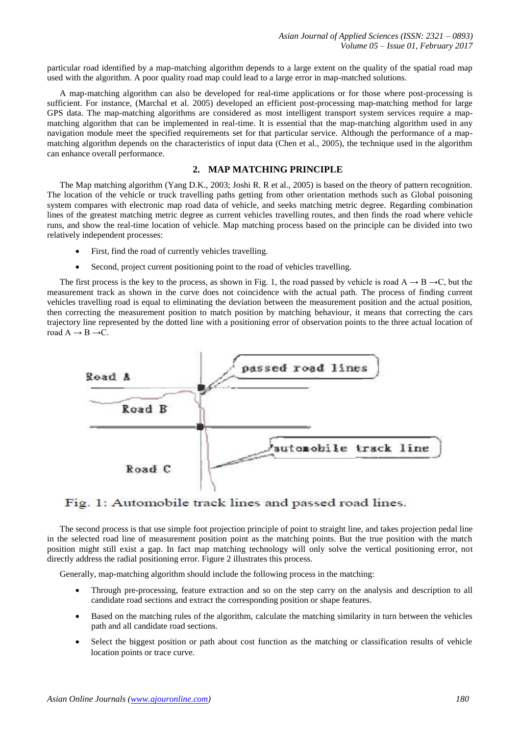particular road identified by a map-matching algorithm depends to a large extent on the quality of the spatial road map used with the algorithm. A poor quality road map could lead to a large error in map-matched solutions.

A map-matching algorithm can also be developed for real-time applications or for those where post-processing is sufficient. For instance, (Marchal et al. 2005) developed an efficient post-processing map-matching method for large GPS data. The map-matching algorithms are considered as most intelligent transport system services require a map-matching algorithm that can be implemented in real-time. It is essential that the map-matching algorithm used in any navigation module meet the specified requirements set for that particular service. Although the performance of a map-matching algorithm depends on the characteristics of input data (Chen et al., 2005), the technique used in the algorithm can enhance overall performance.

## 2. MAP MATCHING PRINCIPLE

The Map matching algorithm (Yang D.K., 2003; Joshi R. R et al., 2005) is based on the theory of pattern recognition. The location of the vehicle or truck travelling paths getting from other orientation methods such as Global poisoning system compares with electronic map road data of vehicle, and seeks matching metric degree. Regarding combination lines of the greatest matching metric degree as current vehicles travelling routes, and then finds the road where vehicle runs, and show the real-time location of vehicle. Map matching process based on the principle can be divided into two relatively independent processes:

- First, find the road of currently vehicles travelling.
- Second, project current positioning point to the road of vehicles travelling.

The first process is the key to the process, as shown in Fig. 1, the road passed by vehicle is road A → B →C, but the measurement track as shown in the curve does not coincidence with the actual path. The process of finding current vehicles travelling road is equal to eliminating the deviation between the measurement position and the actual position, then correcting the measurement position to match position by matching behaviour, it means that correcting the cars trajectory line represented by the dotted line with a positioning error of observation points to the three actual location of road A → B →C.

Fig. 1: Automobile track lines and passed road lines.

The second process is that use simple foot projection principle of point to straight line, and takes projection pedal line in the selected road line of measurement position point as the matching points. But the true position with the match position might still exist a gap. In fact map matching technology will only solve the vertical positioning error, not directly address the radial positioning error. Figure 2 illustrates this process.

Generally, map-matching algorithm should include the following process in the matching:

- Through pre-processing, feature extraction and so on the step carry on the analysis and description to all candidate road sections and extract the corresponding position or shape features.
- Based on the matching rules of the algorithm, calculate the matching similarity in turn between the vehicles path and all candidate road sections.
- Select the biggest position or path about cost function as the matching or classification results of vehicle location points or trace curve.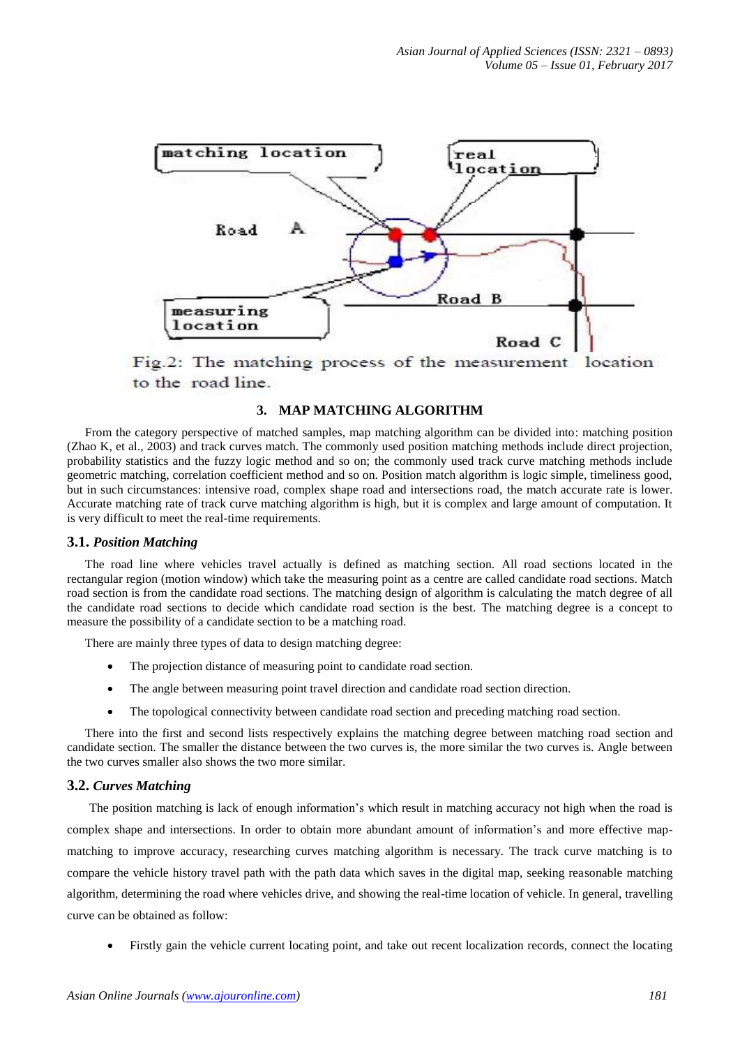Fig.2: The matching process of the measurement location to the road line.

## 3. MAP MATCHING ALGORITHM

From the category perspective of matched samples, map matching algorithm can be divided into: matching position (Zhao K, et al., 2003) and track curves match. The commonly used position matching methods include direct projection, probability statistics and the fuzzy logic method and so on; the commonly used track curve matching methods include geometric matching, correlation coefficient method and so on. Position match algorithm is logic simple, timeliness good, but in such circumstances: intensive road, complex shape road and intersections road, the match accurate rate is lower. Accurate matching rate of track curve matching algorithm is high, but it is complex and large amount of computation. It is very difficult to meet the real-time requirements.

### 3.1. *Position Matching*

The road line where vehicles travel actually is defined as matching section. All road sections located in the rectangular region (motion window) which take the measuring point as a centre are called candidate road sections. Match road section is from the candidate road sections. The matching design of algorithm is calculating the match degree of all the candidate road sections to decide which candidate road section is the best. The matching degree is a concept to measure the possibility of a candidate section to be a matching road.

There are mainly three types of data to design matching degree:

- The projection distance of measuring point to candidate road section.
- The angle between measuring point travel direction and candidate road section direction.
- The topological connectivity between candidate road section and preceding matching road section.

There into the first and second lists respectively explains the matching degree between matching road section and candidate section. The smaller the distance between the two curves is, the more similar the two curves is. Angle between the two curves smaller also shows the two more similar.

### 3.2. *Curves Matching*

The position matching is lack of enough information's which result in matching accuracy not high when the road is complex shape and intersections. In order to obtain more abundant amount of information's and more effective map-matching to improve accuracy, researching curves matching algorithm is necessary. The track curve matching is to compare the vehicle history travel path with the path data which saves in the digital map, seeking reasonable matching algorithm, determining the road where vehicles drive, and showing the real-time location of vehicle. In general, travelling curve can be obtained as follow:

- Firstly gain the vehicle current locating point, and take out recent localization records, connect the locating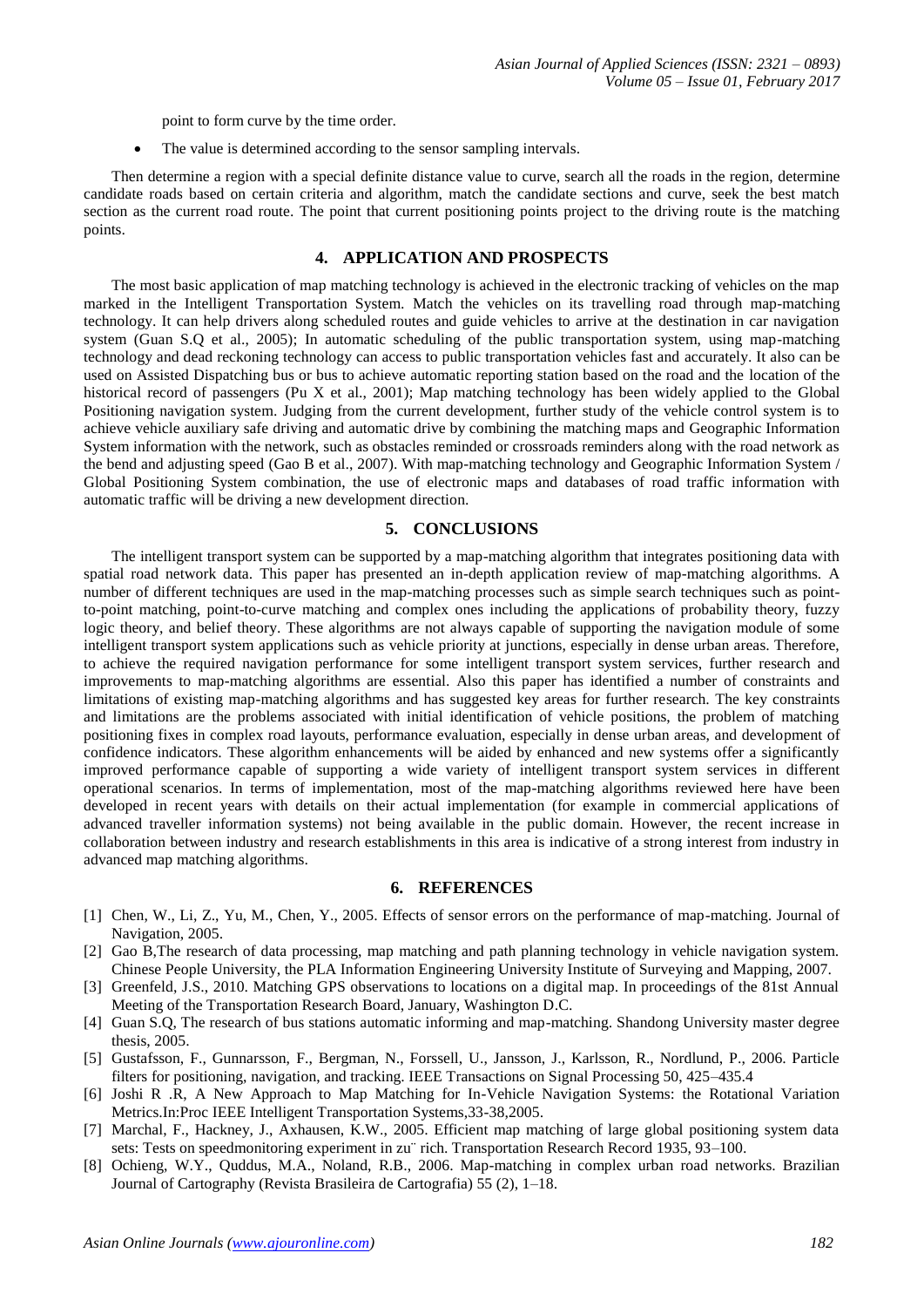point to form curve by the time order.

- The value is determined according to the sensor sampling intervals.

Then determine a region with a special definite distance value to curve, search all the roads in the region, determine candidate roads based on certain criteria and algorithm, match the candidate sections and curve, seek the best match section as the current road route. The point that current positioning points project to the driving route is the matching points.

## 4. APPLICATION AND PROSPECTS

The most basic application of map matching technology is achieved in the electronic tracking of vehicles on the map marked in the Intelligent Transportation System. Match the vehicles on its travelling road through map-matching technology. It can help drivers along scheduled routes and guide vehicles to arrive at the destination in car navigation system (Guan S.Q et al., 2005); In automatic scheduling of the public transportation system, using map-matching technology and dead reckoning technology can access to public transportation vehicles fast and accurately. It also can be used on Assisted Dispatching bus or bus to achieve automatic reporting station based on the road and the location of the historical record of passengers (Pu X et al., 2001); Map matching technology has been widely applied to the Global Positioning navigation system. Judging from the current development, further study of the vehicle control system is to achieve vehicle auxiliary safe driving and automatic drive by combining the matching maps and Geographic Information System information with the network, such as obstacles reminded or crossroads reminders along with the road network as the bend and adjusting speed (Gao B et al., 2007). With map-matching technology and Geographic Information System / Global Positioning System combination, the use of electronic maps and databases of road traffic information with automatic traffic will be driving a new development direction.

## 5. CONCLUSIONS

The intelligent transport system can be supported by a map-matching algorithm that integrates positioning data with spatial road network data. This paper has presented an in-depth application review of map-matching algorithms. A number of different techniques are used in the map-matching processes such as simple search techniques such as point-to-point matching, point-to-curve matching and complex ones including the applications of probability theory, fuzzy logic theory, and belief theory. These algorithms are not always capable of supporting the navigation module of some intelligent transport system applications such as vehicle priority at junctions, especially in dense urban areas. Therefore, to achieve the required navigation performance for some intelligent transport system services, further research and improvements to map-matching algorithms are essential. Also this paper has identified a number of constraints and limitations of existing map-matching algorithms and has suggested key areas for further research. The key constraints and limitations are the problems associated with initial identification of vehicle positions, the problem of matching positioning fixes in complex road layouts, performance evaluation, especially in dense urban areas, and development of confidence indicators. These algorithm enhancements will be aided by enhanced and new systems offer a significantly improved performance capable of supporting a wide variety of intelligent transport system services in different operational scenarios. In terms of implementation, most of the map-matching algorithms reviewed here have been developed in recent years with details on their actual implementation (for example in commercial applications of advanced traveller information systems) not being available in the public domain. However, the recent increase in collaboration between industry and research establishments in this area is indicative of a strong interest from industry in advanced map matching algorithms.

## 6. REFERENCES

[1] Chen, W., Li, Z., Yu, M., Chen, Y., 2005. Effects of sensor errors on the performance of map-matching. Journal of Navigation, 2005.

[2] Gao B,The research of data processing, map matching and path planning technology in vehicle navigation system. Chinese People University, the PLA Information Engineering University Institute of Surveying and Mapping, 2007.

[3] Greenfeld, J.S., 2010. Matching GPS observations to locations on a digital map. In proceedings of the 81st Annual Meeting of the Transportation Research Board, January, Washington D.C.

[4] Guan S.Q, The research of bus stations automatic informing and map-matching. Shandong University master degree thesis, 2005.

[5] Gustafsson, F., Gunnarsson, F., Bergman, N., Forssell, U., Jansson, J., Karlsson, R., Nordlund, P., 2006. Particle filters for positioning, navigation, and tracking. IEEE Transactions on Signal Processing 50, 425–435.4

[6] Joshi R .R, A New Approach to Map Matching for In-Vehicle Navigation Systems: the Rotational Variation Metrics.In:Proc IEEE Intelligent Transportation Systems,33-38,2005.

[7] Marchal, F., Hackney, J., Axhausen, K.W., 2005. Efficient map matching of large global positioning system data sets: Tests on speedmonitoring experiment in zu¨ rich. Transportation Research Record 1935, 93–100.

[8] Ochieng, W.Y., Quddus, M.A., Noland, R.B., 2006. Map-matching in complex urban road networks. Brazilian Journal of Cartography (Revista Brasileira de Cartografia) 55 (2), 1–18.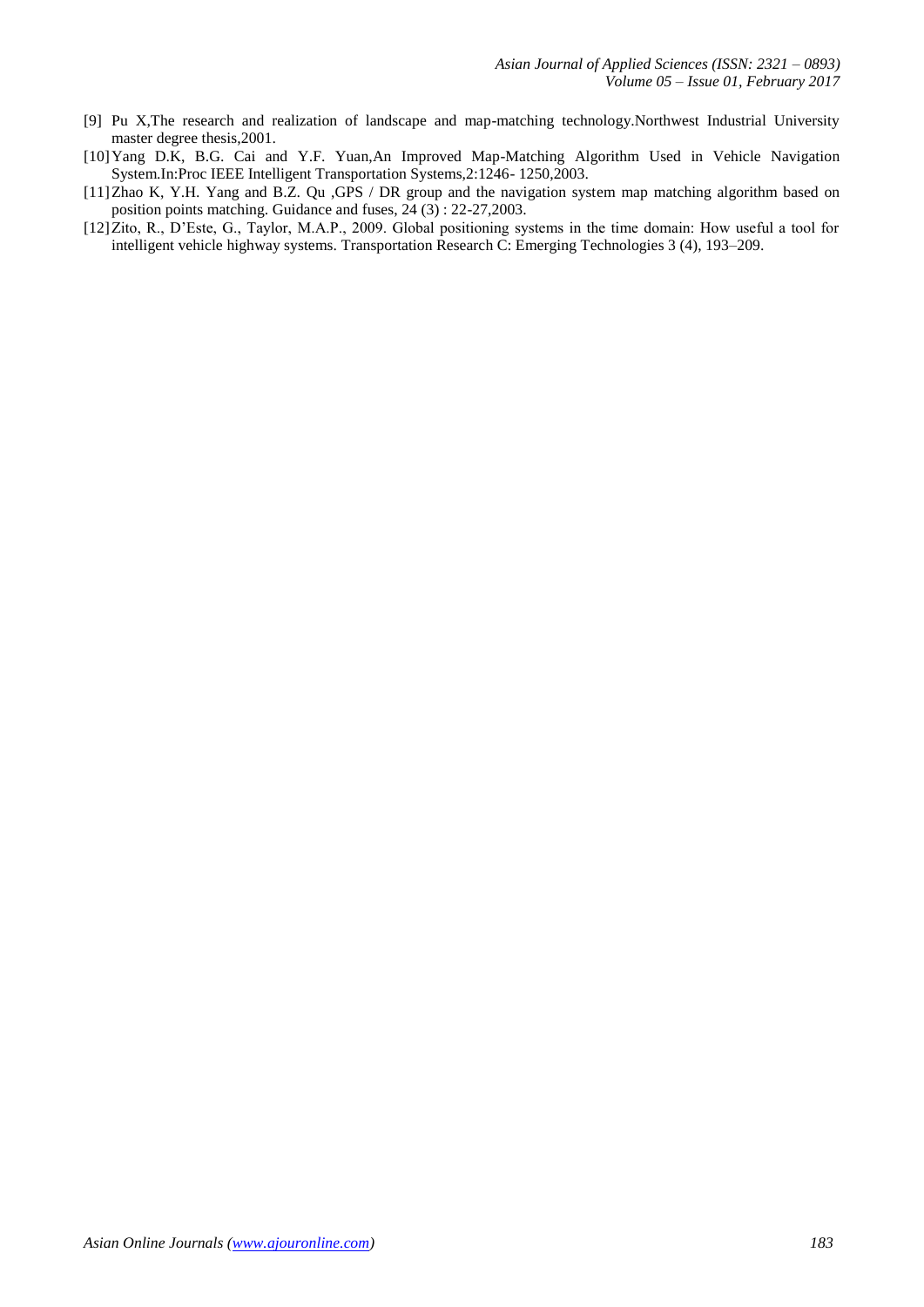[9] Pu X,The research and realization of landscape and map-matching technology.Northwest Industrial University master degree thesis,2001.

[10] Yang D.K, B.G. Cai and Y.F. Yuan,An Improved Map-Matching Algorithm Used in Vehicle Navigation System.In:Proc IEEE Intelligent Transportation Systems,2:1246- 1250,2003.

[11] Zhao K, Y.H. Yang and B.Z. Qu ,GPS / DR group and the navigation system map matching algorithm based on position points matching. Guidance and fuses, 24 (3) : 22-27,2003.

[12] Zito, R., D'Este, G., Taylor, M.A.P., 2009. Global positioning systems in the time domain: How useful a tool for intelligent vehicle highway systems. Transportation Research C: Emerging Technologies 3 (4), 193–209.